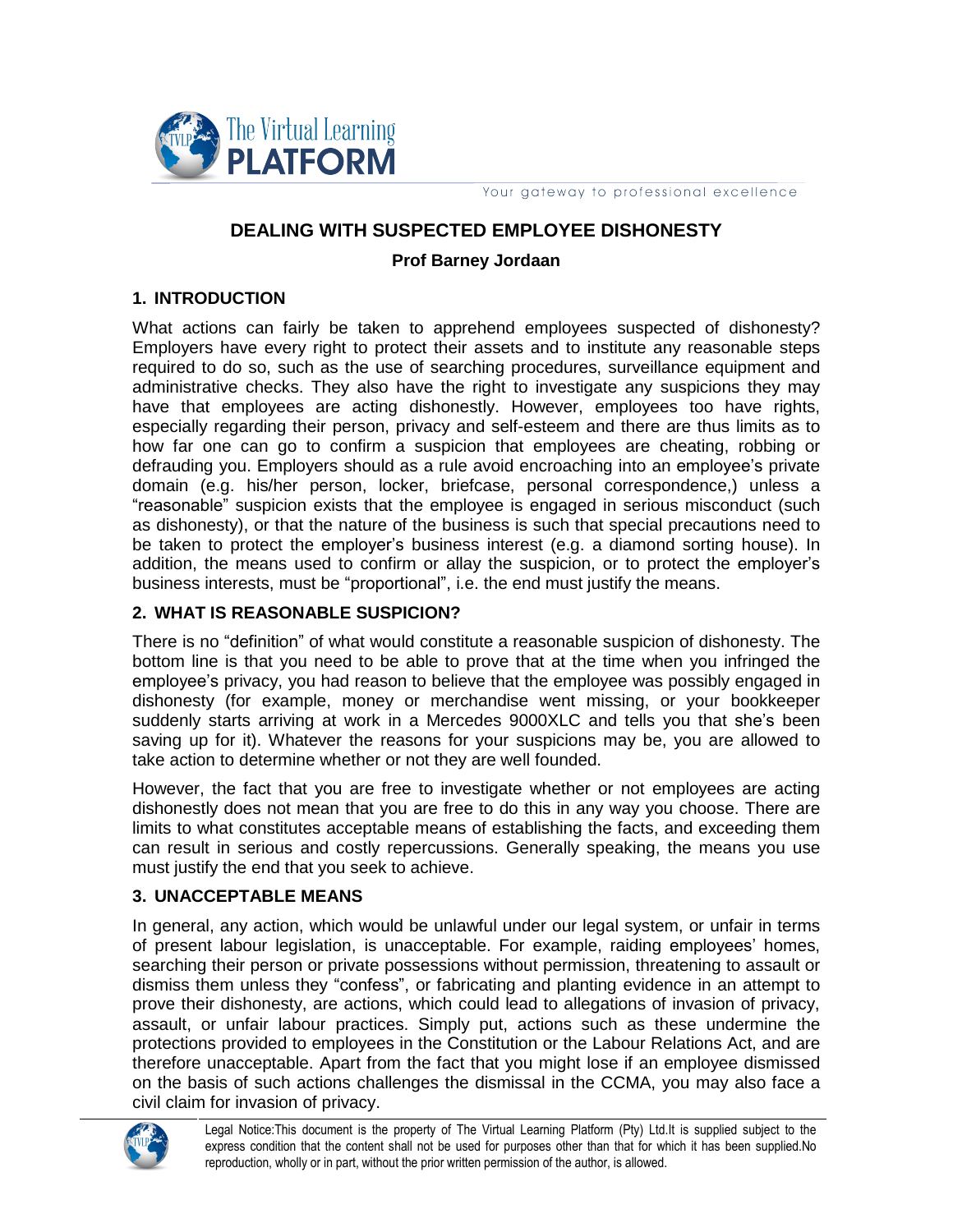# DEALING WITH SUSPECTED EMPLOYEE DISHONESTY

**Prof Barney Jordaan**

## 1. INTRODUCTION

What actions can fairly be taken to apprehend employees suspected of dishonesty? Employers have every right to protect their assets and to institute any reasonable steps required to do so, such as the use of searching procedures, surveillance equipment and administrative checks. They also have the right to investigate any suspicions they may have that employees are acting dishonestly. However, employees too have rights, especially regarding their person, privacy and self-esteem and there are thus limits as to how far one can go to confirm a suspicion that employees are cheating, robbing or defrauding you. Employers should as a rule avoid encroaching into an employee's private domain (e.g. his/her person, locker, briefcase, personal correspondence,) unless a "reasonable" suspicion exists that the employee is engaged in serious misconduct (such as dishonesty), or that the nature of the business is such that special precautions need to be taken to protect the employer's business interest (e.g. a diamond sorting house). In addition, the means used to confirm or allay the suspicion, or to protect the employer's business interests, must be "proportional", i.e. the end must justify the means.

## 2. WHAT IS REASONABLE SUSPICION?

There is no "definition" of what would constitute a reasonable suspicion of dishonesty. The bottom line is that you need to be able to prove that at the time when you infringed the employee's privacy, you had reason to believe that the employee was possibly engaged in dishonesty (for example, money or merchandise went missing, or your bookkeeper suddenly starts arriving at work in a Mercedes 9000XLC and tells you that she's been saving up for it). Whatever the reasons for your suspicions may be, you are allowed to take action to determine whether or not they are well founded.

However, the fact that you are free to investigate whether or not employees are acting dishonestly does not mean that you are free to do this in any way you choose. There are limits to what constitutes acceptable means of establishing the facts, and exceeding them can result in serious and costly repercussions. Generally speaking, the means you use must justify the end that you seek to achieve.

## 3. UNACCEPTABLE MEANS

In general, any action, which would be unlawful under our legal system, or unfair in terms of present labour legislation, is unacceptable. For example, raiding employees' homes, searching their person or private possessions without permission, threatening to assault or dismiss them unless they "confess", or fabricating and planting evidence in an attempt to prove their dishonesty, are actions, which could lead to allegations of invasion of privacy, assault, or unfair labour practices. Simply put, actions such as these undermine the protections provided to employees in the Constitution or the Labour Relations Act, and are therefore unacceptable. Apart from the fact that you might lose if an employee dismissed on the basis of such actions challenges the dismissal in the CCMA, you may also face a civil claim for invasion of privacy.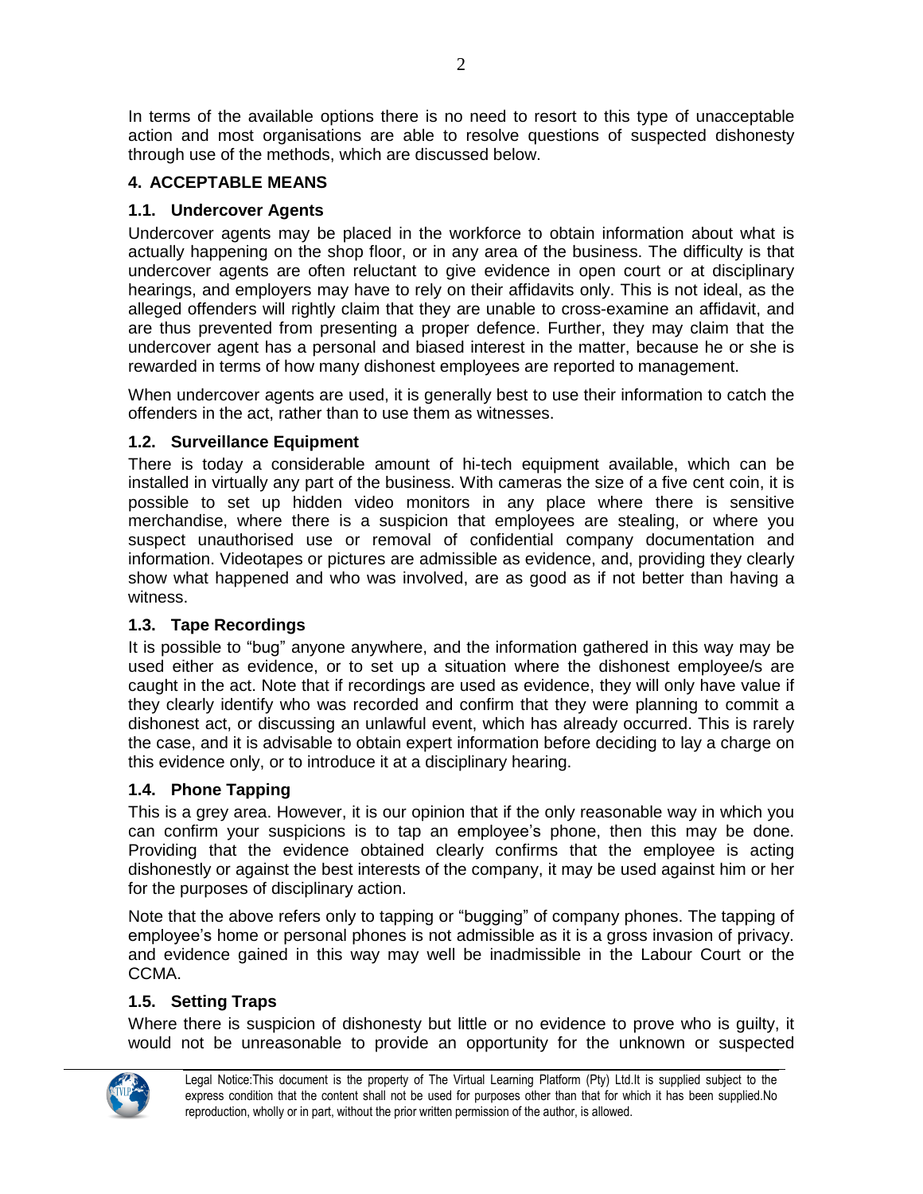In terms of the available options there is no need to resort to this type of unacceptable action and most organisations are able to resolve questions of suspected dishonesty through use of the methods, which are discussed below.

## 4. ACCEPTABLE MEANS

### 1.1. Undercover Agents

Undercover agents may be placed in the workforce to obtain information about what is actually happening on the shop floor, or in any area of the business. The difficulty is that undercover agents are often reluctant to give evidence in open court or at disciplinary hearings, and employers may have to rely on their affidavits only. This is not ideal, as the alleged offenders will rightly claim that they are unable to cross-examine an affidavit, and are thus prevented from presenting a proper defence. Further, they may claim that the undercover agent has a personal and biased interest in the matter, because he or she is rewarded in terms of how many dishonest employees are reported to management.

When undercover agents are used, it is generally best to use their information to catch the offenders in the act, rather than to use them as witnesses.

### 1.2. Surveillance Equipment

There is today a considerable amount of hi-tech equipment available, which can be installed in virtually any part of the business. With cameras the size of a five cent coin, it is possible to set up hidden video monitors in any place where there is sensitive merchandise, where there is a suspicion that employees are stealing, or where you suspect unauthorised use or removal of confidential company documentation and information. Videotapes or pictures are admissible as evidence, and, providing they clearly show what happened and who was involved, are as good as if not better than having a witness.

### 1.3. Tape Recordings

It is possible to "bug" anyone anywhere, and the information gathered in this way may be used either as evidence, or to set up a situation where the dishonest employee/s are caught in the act. Note that if recordings are used as evidence, they will only have value if they clearly identify who was recorded and confirm that they were planning to commit a dishonest act, or discussing an unlawful event, which has already occurred. This is rarely the case, and it is advisable to obtain expert information before deciding to lay a charge on this evidence only, or to introduce it at a disciplinary hearing.

### 1.4. Phone Tapping

This is a grey area. However, it is our opinion that if the only reasonable way in which you can confirm your suspicions is to tap an employee's phone, then this may be done. Providing that the evidence obtained clearly confirms that the employee is acting dishonestly or against the best interests of the company, it may be used against him or her for the purposes of disciplinary action.

Note that the above refers only to tapping or "bugging" of company phones. The tapping of employee's home or personal phones is not admissible as it is a gross invasion of privacy. and evidence gained in this way may well be inadmissible in the Labour Court or the CCMA.

### 1.5. Setting Traps

Where there is suspicion of dishonesty but little or no evidence to prove who is guilty, it would not be unreasonable to provide an opportunity for the unknown or suspected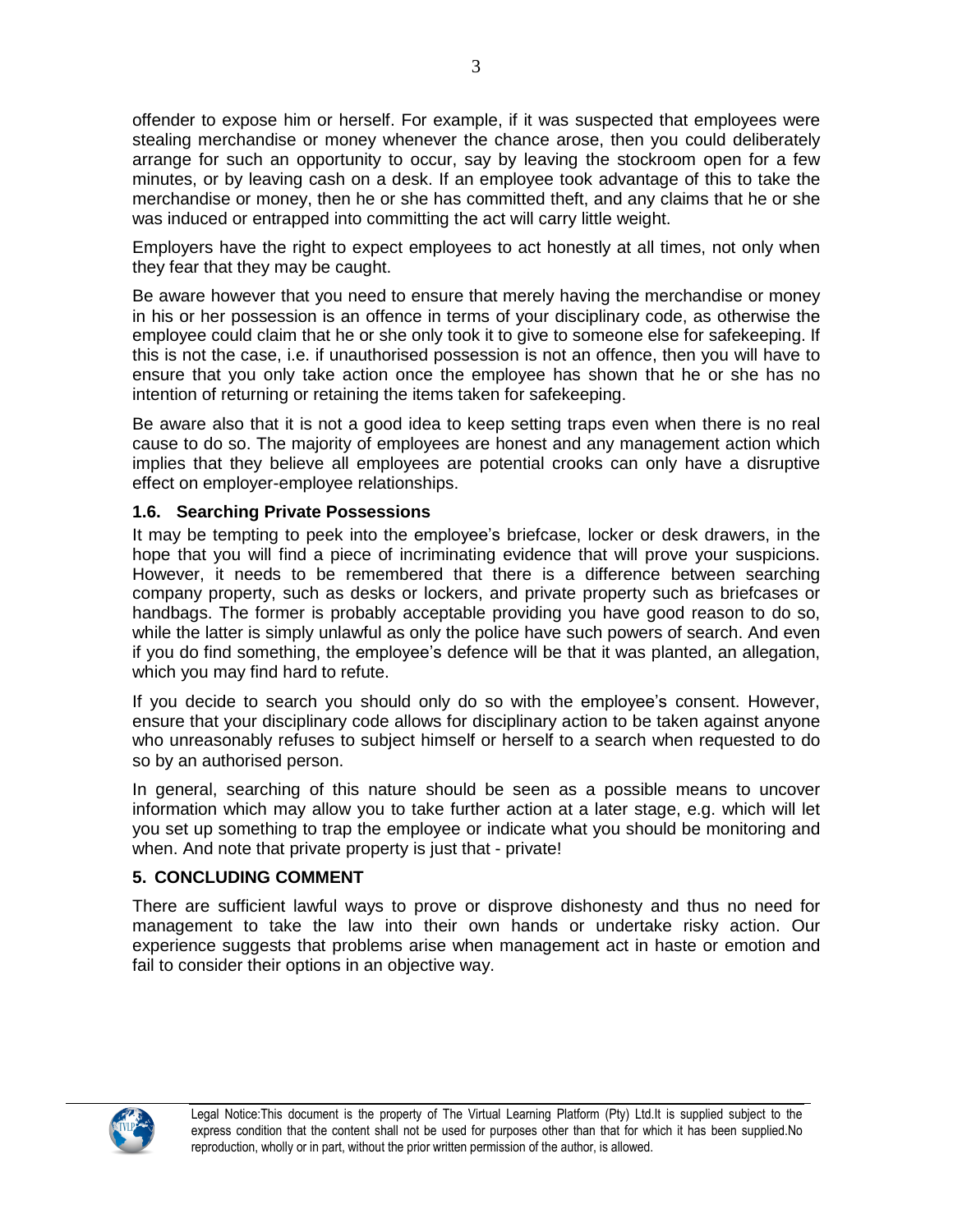offender to expose him or herself. For example, if it was suspected that employees were stealing merchandise or money whenever the chance arose, then you could deliberately arrange for such an opportunity to occur, say by leaving the stockroom open for a few minutes, or by leaving cash on a desk. If an employee took advantage of this to take the merchandise or money, then he or she has committed theft, and any claims that he or she was induced or entrapped into committing the act will carry little weight.

Employers have the right to expect employees to act honestly at all times, not only when they fear that they may be caught.

Be aware however that you need to ensure that merely having the merchandise or money in his or her possession is an offence in terms of your disciplinary code, as otherwise the employee could claim that he or she only took it to give to someone else for safekeeping. If this is not the case, i.e. if unauthorised possession is not an offence, then you will have to ensure that you only take action once the employee has shown that he or she has no intention of returning or retaining the items taken for safekeeping.

Be aware also that it is not a good idea to keep setting traps even when there is no real cause to do so. The majority of employees are honest and any management action which implies that they believe all employees are potential crooks can only have a disruptive effect on employer-employee relationships.

### 1.6. Searching Private Possessions

It may be tempting to peek into the employee's briefcase, locker or desk drawers, in the hope that you will find a piece of incriminating evidence that will prove your suspicions. However, it needs to be remembered that there is a difference between searching company property, such as desks or lockers, and private property such as briefcases or handbags. The former is probably acceptable providing you have good reason to do so, while the latter is simply unlawful as only the police have such powers of search. And even if you do find something, the employee's defence will be that it was planted, an allegation, which you may find hard to refute.

If you decide to search you should only do so with the employee's consent. However, ensure that your disciplinary code allows for disciplinary action to be taken against anyone who unreasonably refuses to subject himself or herself to a search when requested to do so by an authorised person.

In general, searching of this nature should be seen as a possible means to uncover information which may allow you to take further action at a later stage, e.g. which will let you set up something to trap the employee or indicate what you should be monitoring and when. And note that private property is just that - private!

## 5. CONCLUDING COMMENT

There are sufficient lawful ways to prove or disprove dishonesty and thus no need for management to take the law into their own hands or undertake risky action. Our experience suggests that problems arise when management act in haste or emotion and fail to consider their options in an objective way.

Legal Notice:This document is the property of The Virtual Learning Platform (Pty) Ltd.It is supplied subject to the express condition that the content shall not be used for purposes other than that for which it has been supplied.No reproduction, wholly or in part, without the prior written permission of the author, is allowed.